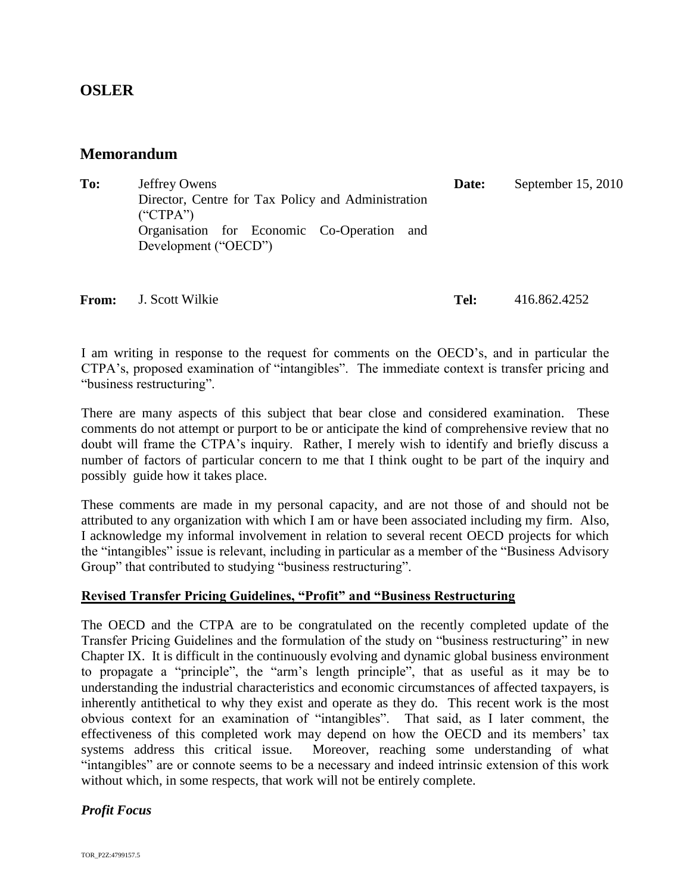**OSLER**

## Memorandum

| | | | |
|---|---|---|---|
| **To:** | Jeffrey Owens<br>Director, Centre for Tax Policy and Administration ("CTPA")<br>Organisation for Economic Co-Operation and Development ("OECD") | **Date:** | September 15, 2010 |
| **From:** | J. Scott Wilkie | **Tel:** | 416.862.4252 |

I am writing in response to the request for comments on the OECD's, and in particular the CTPA's, proposed examination of "intangibles". The immediate context is transfer pricing and "business restructuring".

There are many aspects of this subject that bear close and considered examination. These comments do not attempt or purport to be or anticipate the kind of comprehensive review that no doubt will frame the CTPA's inquiry. Rather, I merely wish to identify and briefly discuss a number of factors of particular concern to me that I think ought to be part of the inquiry and possibly guide how it takes place.

These comments are made in my personal capacity, and are not those of and should not be attributed to any organization with which I am or have been associated including my firm. Also, I acknowledge my informal involvement in relation to several recent OECD projects for which the "intangibles" issue is relevant, including in particular as a member of the "Business Advisory Group" that contributed to studying "business restructuring".

### Revised Transfer Pricing Guidelines, "Profit" and "Business Restructuring

The OECD and the CTPA are to be congratulated on the recently completed update of the Transfer Pricing Guidelines and the formulation of the study on "business restructuring" in new Chapter IX. It is difficult in the continuously evolving and dynamic global business environment to propagate a "principle", the "arm's length principle", that as useful as it may be to understanding the industrial characteristics and economic circumstances of affected taxpayers, is inherently antithetical to why they exist and operate as they do. This recent work is the most obvious context for an examination of "intangibles". That said, as I later comment, the effectiveness of this completed work may depend on how the OECD and its members' tax systems address this critical issue. Moreover, reaching some understanding of what "intangibles" are or connote seems to be a necessary and indeed intrinsic extension of this work without which, in some respects, that work will not be entirely complete.

#### *Profit Focus*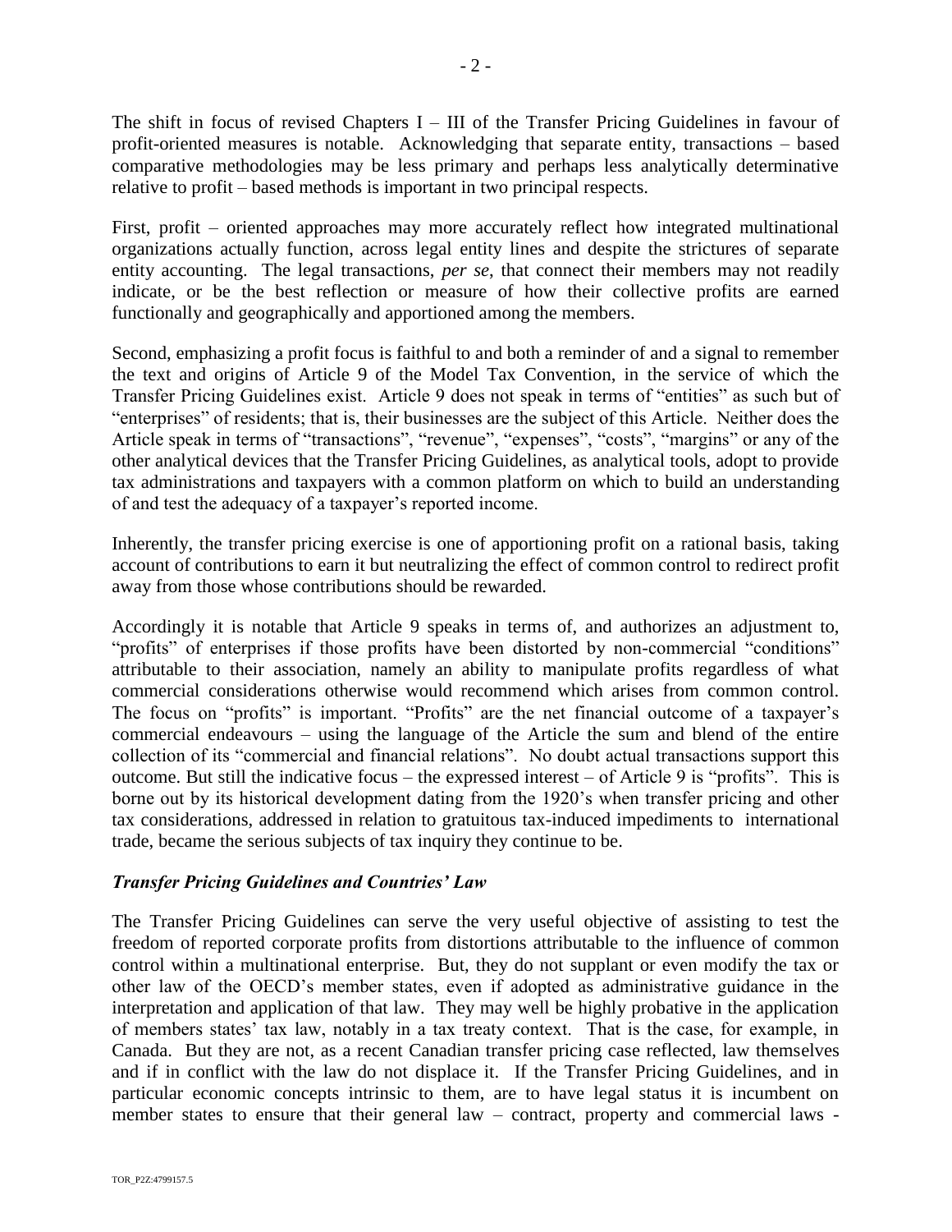The shift in focus of revised Chapters I – III of the Transfer Pricing Guidelines in favour of profit-oriented measures is notable. Acknowledging that separate entity, transactions – based comparative methodologies may be less primary and perhaps less analytically determinative relative to profit – based methods is important in two principal respects.

First, profit – oriented approaches may more accurately reflect how integrated multinational organizations actually function, across legal entity lines and despite the strictures of separate entity accounting. The legal transactions, *per se*, that connect their members may not readily indicate, or be the best reflection or measure of how their collective profits are earned functionally and geographically and apportioned among the members.

Second, emphasizing a profit focus is faithful to and both a reminder of and a signal to remember the text and origins of Article 9 of the Model Tax Convention, in the service of which the Transfer Pricing Guidelines exist. Article 9 does not speak in terms of "entities" as such but of "enterprises" of residents; that is, their businesses are the subject of this Article. Neither does the Article speak in terms of "transactions", "revenue", "expenses", "costs", "margins" or any of the other analytical devices that the Transfer Pricing Guidelines, as analytical tools, adopt to provide tax administrations and taxpayers with a common platform on which to build an understanding of and test the adequacy of a taxpayer's reported income.

Inherently, the transfer pricing exercise is one of apportioning profit on a rational basis, taking account of contributions to earn it but neutralizing the effect of common control to redirect profit away from those whose contributions should be rewarded.

Accordingly it is notable that Article 9 speaks in terms of, and authorizes an adjustment to, "profits" of enterprises if those profits have been distorted by non-commercial "conditions" attributable to their association, namely an ability to manipulate profits regardless of what commercial considerations otherwise would recommend which arises from common control. The focus on "profits" is important. "Profits" are the net financial outcome of a taxpayer's commercial endeavours – using the language of the Article the sum and blend of the entire collection of its "commercial and financial relations". No doubt actual transactions support this outcome. But still the indicative focus – the expressed interest – of Article 9 is "profits". This is borne out by its historical development dating from the 1920's when transfer pricing and other tax considerations, addressed in relation to gratuitous tax-induced impediments to international trade, became the serious subjects of tax inquiry they continue to be.

### *Transfer Pricing Guidelines and Countries' Law*

The Transfer Pricing Guidelines can serve the very useful objective of assisting to test the freedom of reported corporate profits from distortions attributable to the influence of common control within a multinational enterprise. But, they do not supplant or even modify the tax or other law of the OECD's member states, even if adopted as administrative guidance in the interpretation and application of that law. They may well be highly probative in the application of members states' tax law, notably in a tax treaty context. That is the case, for example, in Canada. But they are not, as a recent Canadian transfer pricing case reflected, law themselves and if in conflict with the law do not displace it. If the Transfer Pricing Guidelines, and in particular economic concepts intrinsic to them, are to have legal status it is incumbent on member states to ensure that their general law – contract, property and commercial laws -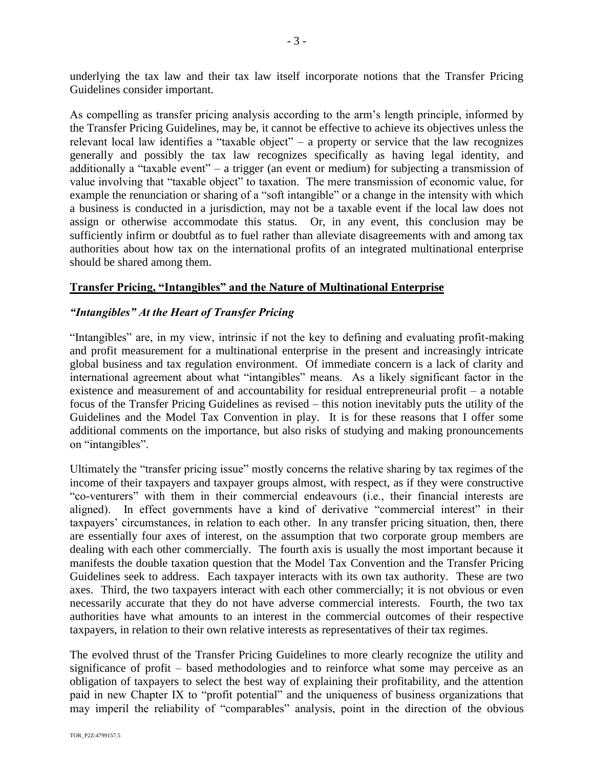underlying the tax law and their tax law itself incorporate notions that the Transfer Pricing Guidelines consider important.

As compelling as transfer pricing analysis according to the arm's length principle, informed by the Transfer Pricing Guidelines, may be, it cannot be effective to achieve its objectives unless the relevant local law identifies a "taxable object" – a property or service that the law recognizes generally and possibly the tax law recognizes specifically as having legal identity, and additionally a "taxable event" – a trigger (an event or medium) for subjecting a transmission of value involving that "taxable object" to taxation. The mere transmission of economic value, for example the renunciation or sharing of a "soft intangible" or a change in the intensity with which a business is conducted in a jurisdiction, may not be a taxable event if the local law does not assign or otherwise accommodate this status. Or, in any event, this conclusion may be sufficiently infirm or doubtful as to fuel rather than alleviate disagreements with and among tax authorities about how tax on the international profits of an integrated multinational enterprise should be shared among them.

## Transfer Pricing, "Intangibles" and the Nature of Multinational Enterprise

### *"Intangibles" At the Heart of Transfer Pricing*

"Intangibles" are, in my view, intrinsic if not the key to defining and evaluating profit-making and profit measurement for a multinational enterprise in the present and increasingly intricate global business and tax regulation environment. Of immediate concern is a lack of clarity and international agreement about what "intangibles" means. As a likely significant factor in the existence and measurement of and accountability for residual entrepreneurial profit – a notable focus of the Transfer Pricing Guidelines as revised – this notion inevitably puts the utility of the Guidelines and the Model Tax Convention in play. It is for these reasons that I offer some additional comments on the importance, but also risks of studying and making pronouncements on "intangibles".

Ultimately the "transfer pricing issue" mostly concerns the relative sharing by tax regimes of the income of their taxpayers and taxpayer groups almost, with respect, as if they were constructive "co-venturers" with them in their commercial endeavours (i.e., their financial interests are aligned). In effect governments have a kind of derivative "commercial interest" in their taxpayers' circumstances, in relation to each other. In any transfer pricing situation, then, there are essentially four axes of interest, on the assumption that two corporate group members are dealing with each other commercially. The fourth axis is usually the most important because it manifests the double taxation question that the Model Tax Convention and the Transfer Pricing Guidelines seek to address. Each taxpayer interacts with its own tax authority. These are two axes. Third, the two taxpayers interact with each other commercially; it is not obvious or even necessarily accurate that they do not have adverse commercial interests. Fourth, the two tax authorities have what amounts to an interest in the commercial outcomes of their respective taxpayers, in relation to their own relative interests as representatives of their tax regimes.

The evolved thrust of the Transfer Pricing Guidelines to more clearly recognize the utility and significance of profit – based methodologies and to reinforce what some may perceive as an obligation of taxpayers to select the best way of explaining their profitability, and the attention paid in new Chapter IX to "profit potential" and the uniqueness of business organizations that may imperil the reliability of "comparables" analysis, point in the direction of the obvious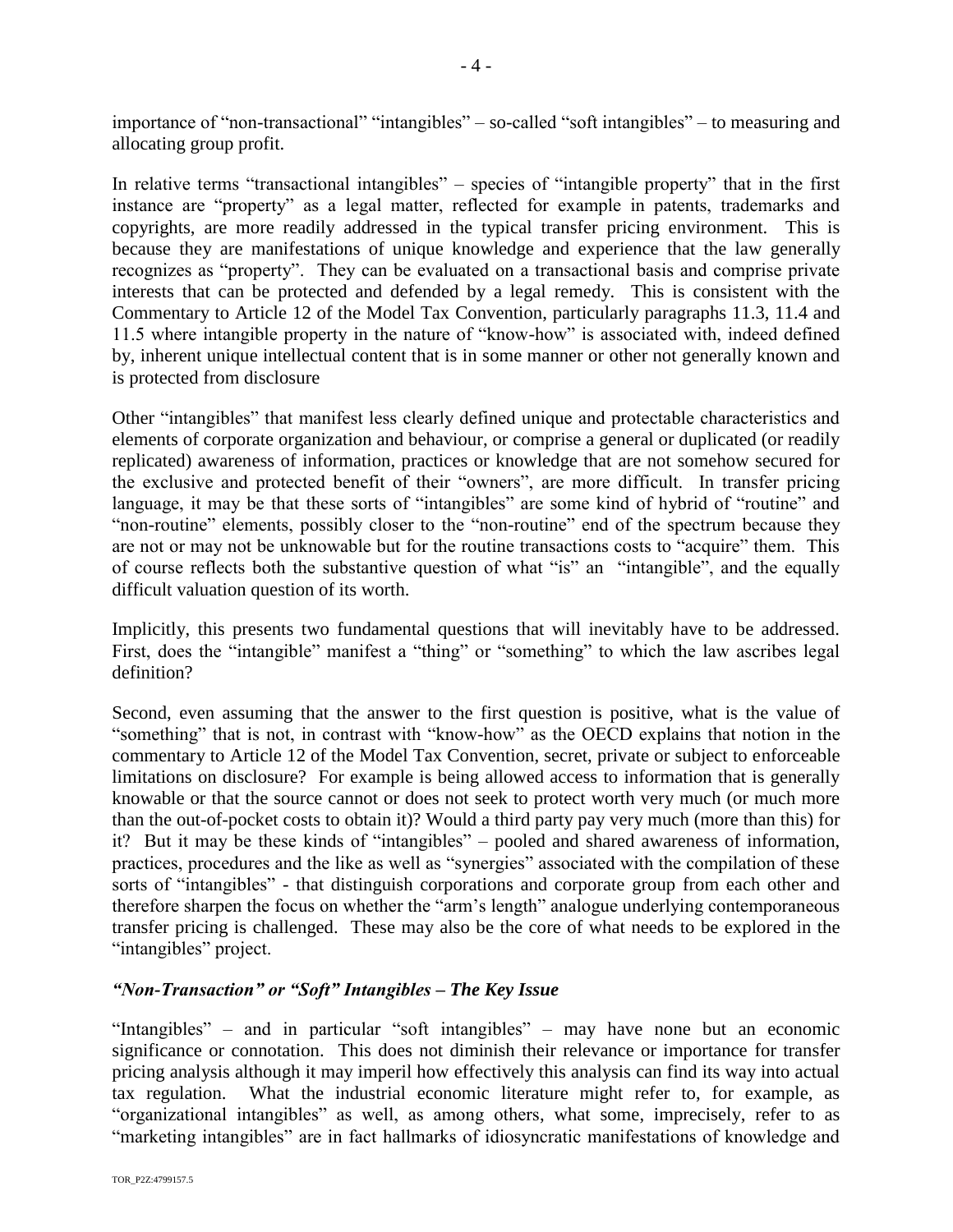importance of "non-transactional" "intangibles" – so-called "soft intangibles" – to measuring and allocating group profit.

In relative terms "transactional intangibles" – species of "intangible property" that in the first instance are "property" as a legal matter, reflected for example in patents, trademarks and copyrights, are more readily addressed in the typical transfer pricing environment. This is because they are manifestations of unique knowledge and experience that the law generally recognizes as "property". They can be evaluated on a transactional basis and comprise private interests that can be protected and defended by a legal remedy. This is consistent with the Commentary to Article 12 of the Model Tax Convention, particularly paragraphs 11.3, 11.4 and 11.5 where intangible property in the nature of "know-how" is associated with, indeed defined by, inherent unique intellectual content that is in some manner or other not generally known and is protected from disclosure

Other "intangibles" that manifest less clearly defined unique and protectable characteristics and elements of corporate organization and behaviour, or comprise a general or duplicated (or readily replicated) awareness of information, practices or knowledge that are not somehow secured for the exclusive and protected benefit of their "owners", are more difficult. In transfer pricing language, it may be that these sorts of "intangibles" are some kind of hybrid of "routine" and "non-routine" elements, possibly closer to the "non-routine" end of the spectrum because they are not or may not be unknowable but for the routine transactions costs to "acquire" them. This of course reflects both the substantive question of what "is" an "intangible", and the equally difficult valuation question of its worth.

Implicitly, this presents two fundamental questions that will inevitably have to be addressed. First, does the "intangible" manifest a "thing" or "something" to which the law ascribes legal definition?

Second, even assuming that the answer to the first question is positive, what is the value of "something" that is not, in contrast with "know-how" as the OECD explains that notion in the commentary to Article 12 of the Model Tax Convention, secret, private or subject to enforceable limitations on disclosure? For example is being allowed access to information that is generally knowable or that the source cannot or does not seek to protect worth very much (or much more than the out-of-pocket costs to obtain it)? Would a third party pay very much (more than this) for it? But it may be these kinds of "intangibles" – pooled and shared awareness of information, practices, procedures and the like as well as "synergies" associated with the compilation of these sorts of "intangibles" - that distinguish corporations and corporate group from each other and therefore sharpen the focus on whether the "arm's length" analogue underlying contemporaneous transfer pricing is challenged. These may also be the core of what needs to be explored in the "intangibles" project.

### *"Non-Transaction" or "Soft" Intangibles – The Key Issue*

"Intangibles" – and in particular "soft intangibles" – may have none but an economic significance or connotation. This does not diminish their relevance or importance for transfer pricing analysis although it may imperil how effectively this analysis can find its way into actual tax regulation. What the industrial economic literature might refer to, for example, as "organizational intangibles" as well, as among others, what some, imprecisely, refer to as "marketing intangibles" are in fact hallmarks of idiosyncratic manifestations of knowledge and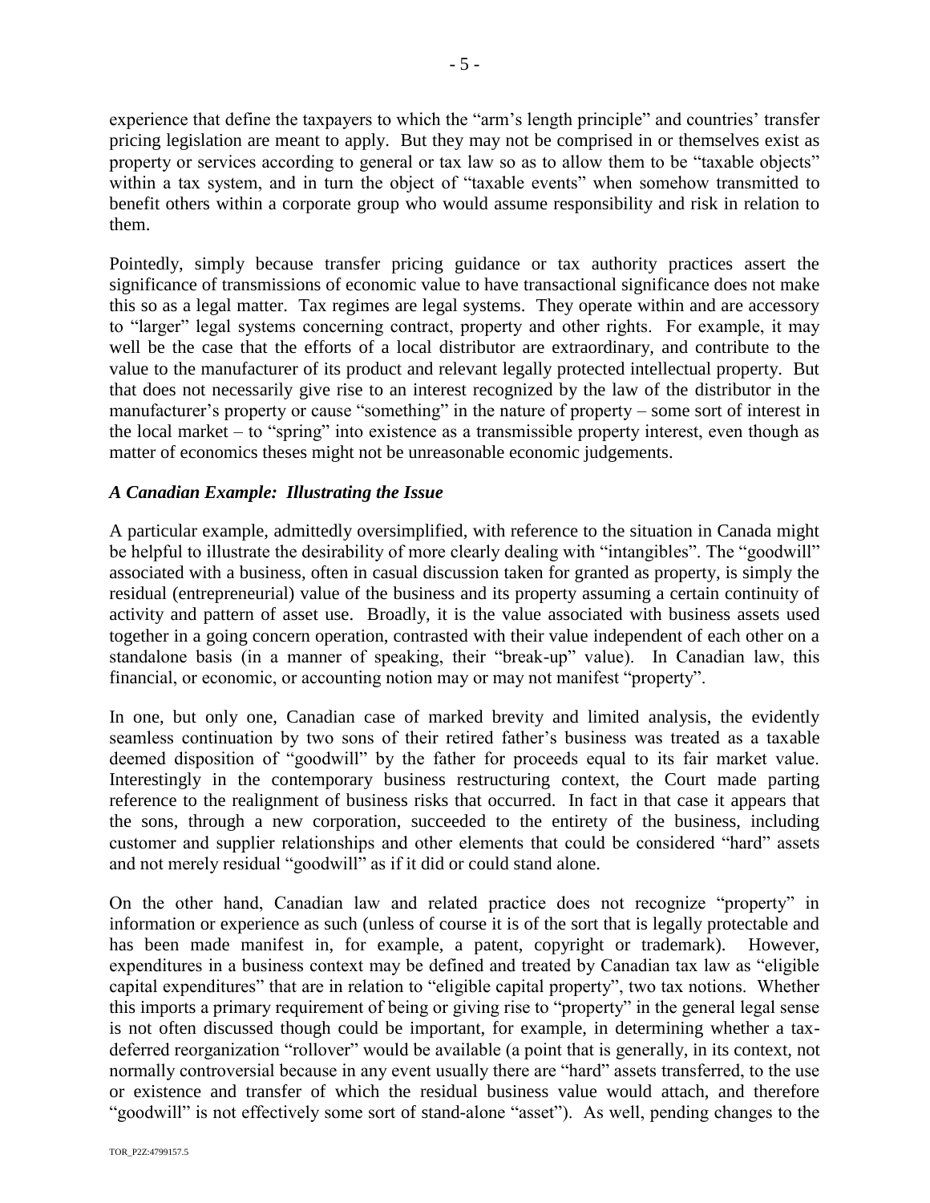experience that define the taxpayers to which the "arm's length principle" and countries' transfer pricing legislation are meant to apply. But they may not be comprised in or themselves exist as property or services according to general or tax law so as to allow them to be "taxable objects" within a tax system, and in turn the object of "taxable events" when somehow transmitted to benefit others within a corporate group who would assume responsibility and risk in relation to them.

Pointedly, simply because transfer pricing guidance or tax authority practices assert the significance of transmissions of economic value to have transactional significance does not make this so as a legal matter. Tax regimes are legal systems. They operate within and are accessory to "larger" legal systems concerning contract, property and other rights. For example, it may well be the case that the efforts of a local distributor are extraordinary, and contribute to the value to the manufacturer of its product and relevant legally protected intellectual property. But that does not necessarily give rise to an interest recognized by the law of the distributor in the manufacturer's property or cause "something" in the nature of property – some sort of interest in the local market – to "spring" into existence as a transmissible property interest, even though as matter of economics theses might not be unreasonable economic judgements.

### *A Canadian Example: Illustrating the Issue*

A particular example, admittedly oversimplified, with reference to the situation in Canada might be helpful to illustrate the desirability of more clearly dealing with "intangibles". The "goodwill" associated with a business, often in casual discussion taken for granted as property, is simply the residual (entrepreneurial) value of the business and its property assuming a certain continuity of activity and pattern of asset use. Broadly, it is the value associated with business assets used together in a going concern operation, contrasted with their value independent of each other on a standalone basis (in a manner of speaking, their "break-up" value). In Canadian law, this financial, or economic, or accounting notion may or may not manifest "property".

In one, but only one, Canadian case of marked brevity and limited analysis, the evidently seamless continuation by two sons of their retired father's business was treated as a taxable deemed disposition of "goodwill" by the father for proceeds equal to its fair market value. Interestingly in the contemporary business restructuring context, the Court made parting reference to the realignment of business risks that occurred. In fact in that case it appears that the sons, through a new corporation, succeeded to the entirety of the business, including customer and supplier relationships and other elements that could be considered "hard" assets and not merely residual "goodwill" as if it did or could stand alone.

On the other hand, Canadian law and related practice does not recognize "property" in information or experience as such (unless of course it is of the sort that is legally protectable and has been made manifest in, for example, a patent, copyright or trademark). However, expenditures in a business context may be defined and treated by Canadian tax law as "eligible capital expenditures" that are in relation to "eligible capital property", two tax notions. Whether this imports a primary requirement of being or giving rise to "property" in the general legal sense is not often discussed though could be important, for example, in determining whether a tax-deferred reorganization "rollover" would be available (a point that is generally, in its context, not normally controversial because in any event usually there are "hard" assets transferred, to the use or existence and transfer of which the residual business value would attach, and therefore "goodwill" is not effectively some sort of stand-alone "asset"). As well, pending changes to the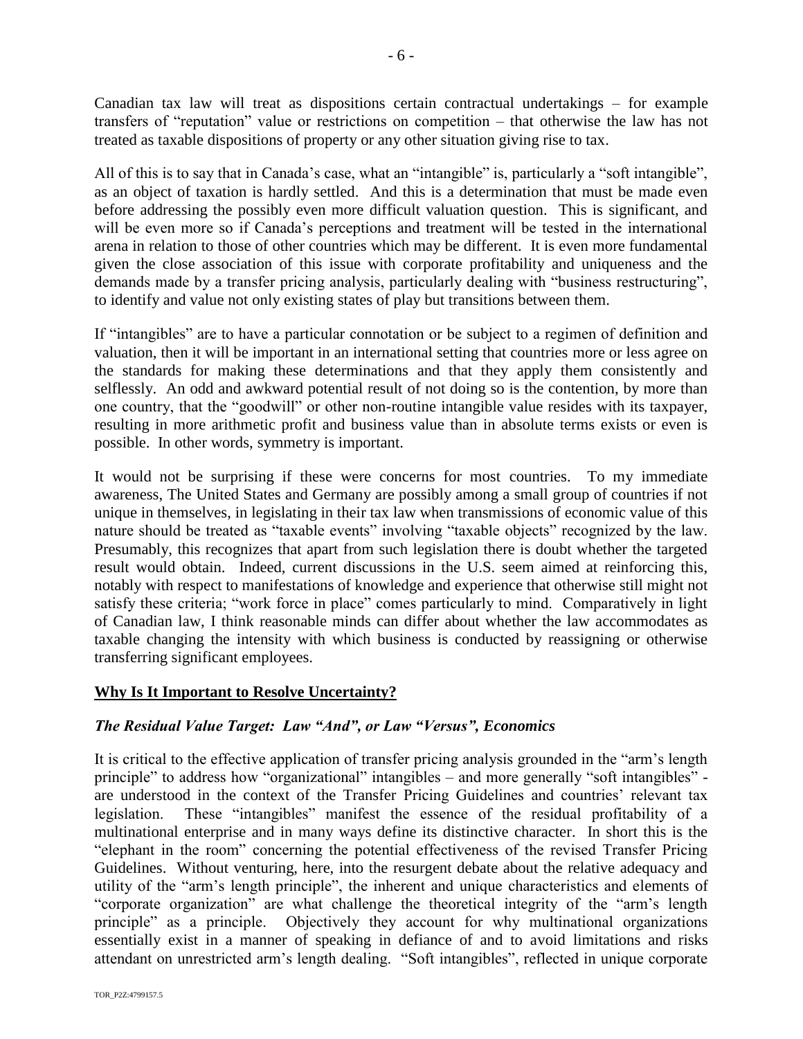Canadian tax law will treat as dispositions certain contractual undertakings – for example transfers of "reputation" value or restrictions on competition – that otherwise the law has not treated as taxable dispositions of property or any other situation giving rise to tax.

All of this is to say that in Canada's case, what an "intangible" is, particularly a "soft intangible", as an object of taxation is hardly settled. And this is a determination that must be made even before addressing the possibly even more difficult valuation question. This is significant, and will be even more so if Canada's perceptions and treatment will be tested in the international arena in relation to those of other countries which may be different. It is even more fundamental given the close association of this issue with corporate profitability and uniqueness and the demands made by a transfer pricing analysis, particularly dealing with "business restructuring", to identify and value not only existing states of play but transitions between them.

If "intangibles" are to have a particular connotation or be subject to a regimen of definition and valuation, then it will be important in an international setting that countries more or less agree on the standards for making these determinations and that they apply them consistently and selflessly. An odd and awkward potential result of not doing so is the contention, by more than one country, that the "goodwill" or other non-routine intangible value resides with its taxpayer, resulting in more arithmetic profit and business value than in absolute terms exists or even is possible. In other words, symmetry is important.

It would not be surprising if these were concerns for most countries. To my immediate awareness, The United States and Germany are possibly among a small group of countries if not unique in themselves, in legislating in their tax law when transmissions of economic value of this nature should be treated as "taxable events" involving "taxable objects" recognized by the law. Presumably, this recognizes that apart from such legislation there is doubt whether the targeted result would obtain. Indeed, current discussions in the U.S. seem aimed at reinforcing this, notably with respect to manifestations of knowledge and experience that otherwise still might not satisfy these criteria; "work force in place" comes particularly to mind. Comparatively in light of Canadian law, I think reasonable minds can differ about whether the law accommodates as taxable changing the intensity with which business is conducted by reassigning or otherwise transferring significant employees.

## Why Is It Important to Resolve Uncertainty?

### *The Residual Value Target: Law "And", or Law "Versus", Economics*

It is critical to the effective application of transfer pricing analysis grounded in the "arm's length principle" to address how "organizational" intangibles – and more generally "soft intangibles" - are understood in the context of the Transfer Pricing Guidelines and countries' relevant tax legislation. These "intangibles" manifest the essence of the residual profitability of a multinational enterprise and in many ways define its distinctive character. In short this is the "elephant in the room" concerning the potential effectiveness of the revised Transfer Pricing Guidelines. Without venturing, here, into the resurgent debate about the relative adequacy and utility of the "arm's length principle", the inherent and unique characteristics and elements of "corporate organization" are what challenge the theoretical integrity of the "arm's length principle" as a principle. Objectively they account for why multinational organizations essentially exist in a manner of speaking in defiance of and to avoid limitations and risks attendant on unrestricted arm's length dealing. "Soft intangibles", reflected in unique corporate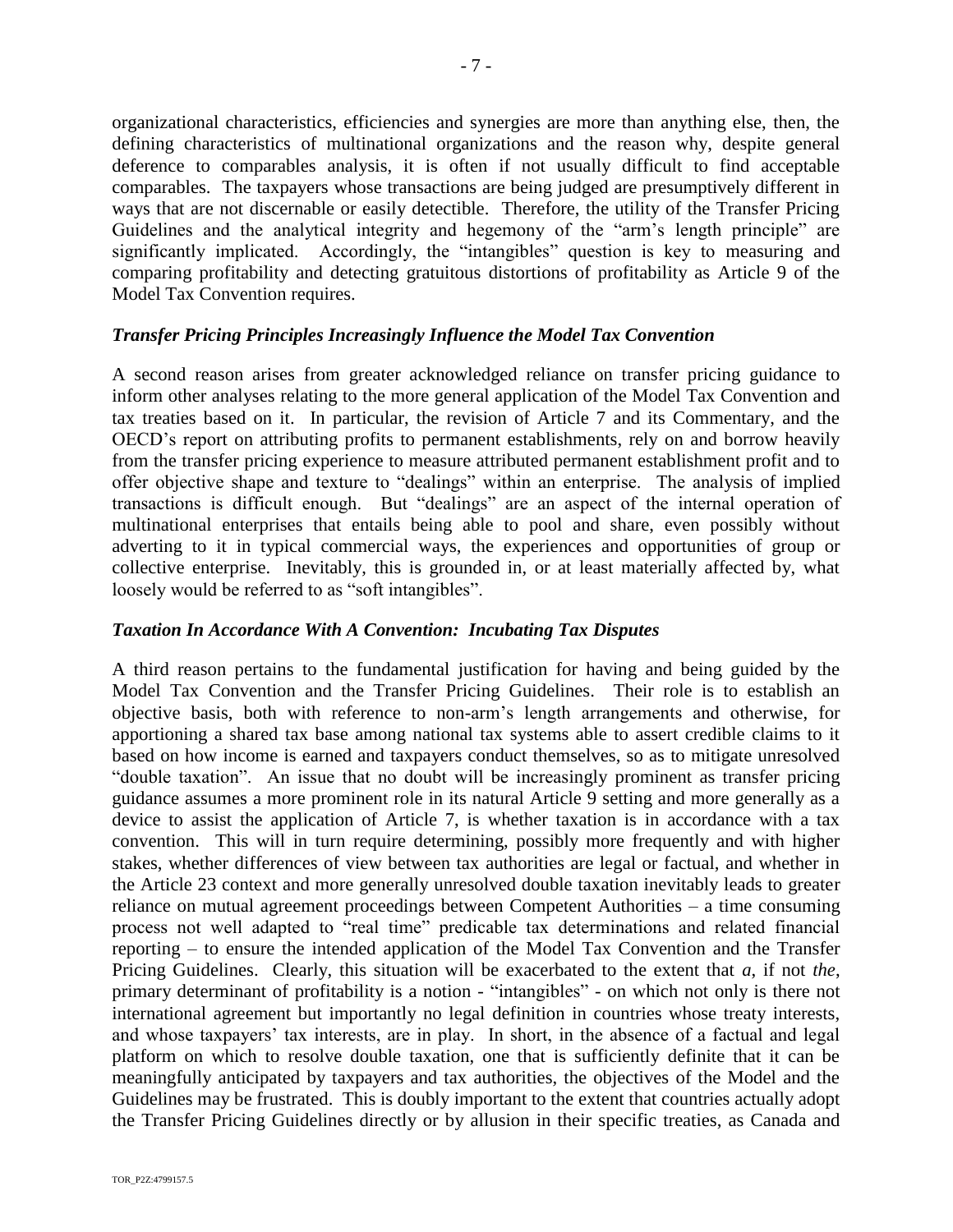organizational characteristics, efficiencies and synergies are more than anything else, then, the defining characteristics of multinational organizations and the reason why, despite general deference to comparables analysis, it is often if not usually difficult to find acceptable comparables. The taxpayers whose transactions are being judged are presumptively different in ways that are not discernable or easily detectible. Therefore, the utility of the Transfer Pricing Guidelines and the analytical integrity and hegemony of the "arm's length principle" are significantly implicated. Accordingly, the "intangibles" question is key to measuring and comparing profitability and detecting gratuitous distortions of profitability as Article 9 of the Model Tax Convention requires.

### *Transfer Pricing Principles Increasingly Influence the Model Tax Convention*

A second reason arises from greater acknowledged reliance on transfer pricing guidance to inform other analyses relating to the more general application of the Model Tax Convention and tax treaties based on it. In particular, the revision of Article 7 and its Commentary, and the OECD's report on attributing profits to permanent establishments, rely on and borrow heavily from the transfer pricing experience to measure attributed permanent establishment profit and to offer objective shape and texture to "dealings" within an enterprise. The analysis of implied transactions is difficult enough. But "dealings" are an aspect of the internal operation of multinational enterprises that entails being able to pool and share, even possibly without adverting to it in typical commercial ways, the experiences and opportunities of group or collective enterprise. Inevitably, this is grounded in, or at least materially affected by, what loosely would be referred to as "soft intangibles".

### *Taxation In Accordance With A Convention: Incubating Tax Disputes*

A third reason pertains to the fundamental justification for having and being guided by the Model Tax Convention and the Transfer Pricing Guidelines. Their role is to establish an objective basis, both with reference to non-arm's length arrangements and otherwise, for apportioning a shared tax base among national tax systems able to assert credible claims to it based on how income is earned and taxpayers conduct themselves, so as to mitigate unresolved "double taxation". An issue that no doubt will be increasingly prominent as transfer pricing guidance assumes a more prominent role in its natural Article 9 setting and more generally as a device to assist the application of Article 7, is whether taxation is in accordance with a tax convention. This will in turn require determining, possibly more frequently and with higher stakes, whether differences of view between tax authorities are legal or factual, and whether in the Article 23 context and more generally unresolved double taxation inevitably leads to greater reliance on mutual agreement proceedings between Competent Authorities – a time consuming process not well adapted to "real time" predicable tax determinations and related financial reporting – to ensure the intended application of the Model Tax Convention and the Transfer Pricing Guidelines. Clearly, this situation will be exacerbated to the extent that *a*, if not *the*, primary determinant of profitability is a notion - "intangibles" - on which not only is there not international agreement but importantly no legal definition in countries whose treaty interests, and whose taxpayers' tax interests, are in play. In short, in the absence of a factual and legal platform on which to resolve double taxation, one that is sufficiently definite that it can be meaningfully anticipated by taxpayers and tax authorities, the objectives of the Model and the Guidelines may be frustrated. This is doubly important to the extent that countries actually adopt the Transfer Pricing Guidelines directly or by allusion in their specific treaties, as Canada and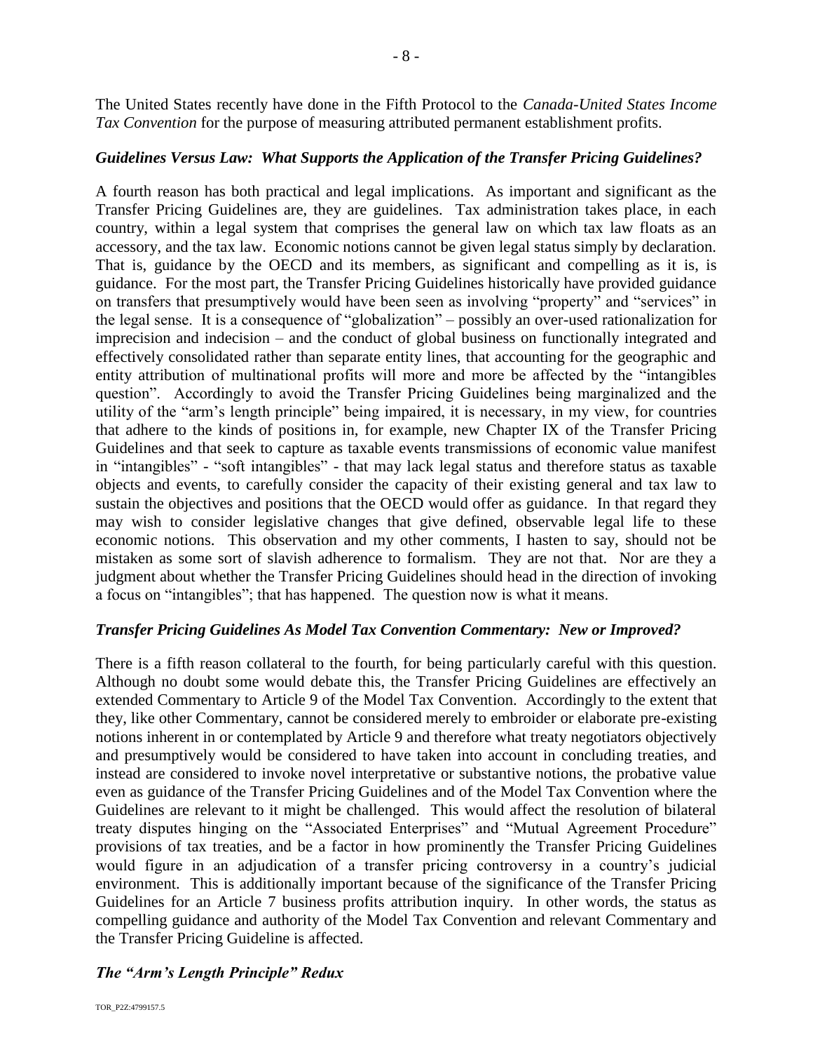The United States recently have done in the Fifth Protocol to the *Canada-United States Income Tax Convention* for the purpose of measuring attributed permanent establishment profits.

### *Guidelines Versus Law: What Supports the Application of the Transfer Pricing Guidelines?*

A fourth reason has both practical and legal implications. As important and significant as the Transfer Pricing Guidelines are, they are guidelines. Tax administration takes place, in each country, within a legal system that comprises the general law on which tax law floats as an accessory, and the tax law. Economic notions cannot be given legal status simply by declaration. That is, guidance by the OECD and its members, as significant and compelling as it is, is guidance. For the most part, the Transfer Pricing Guidelines historically have provided guidance on transfers that presumptively would have been seen as involving "property" and "services" in the legal sense. It is a consequence of "globalization" – possibly an over-used rationalization for imprecision and indecision – and the conduct of global business on functionally integrated and effectively consolidated rather than separate entity lines, that accounting for the geographic and entity attribution of multinational profits will more and more be affected by the "intangibles question". Accordingly to avoid the Transfer Pricing Guidelines being marginalized and the utility of the "arm's length principle" being impaired, it is necessary, in my view, for countries that adhere to the kinds of positions in, for example, new Chapter IX of the Transfer Pricing Guidelines and that seek to capture as taxable events transmissions of economic value manifest in "intangibles" - "soft intangibles" - that may lack legal status and therefore status as taxable objects and events, to carefully consider the capacity of their existing general and tax law to sustain the objectives and positions that the OECD would offer as guidance. In that regard they may wish to consider legislative changes that give defined, observable legal life to these economic notions. This observation and my other comments, I hasten to say, should not be mistaken as some sort of slavish adherence to formalism. They are not that. Nor are they a judgment about whether the Transfer Pricing Guidelines should head in the direction of invoking a focus on "intangibles"; that has happened. The question now is what it means.

### *Transfer Pricing Guidelines As Model Tax Convention Commentary: New or Improved?*

There is a fifth reason collateral to the fourth, for being particularly careful with this question. Although no doubt some would debate this, the Transfer Pricing Guidelines are effectively an extended Commentary to Article 9 of the Model Tax Convention. Accordingly to the extent that they, like other Commentary, cannot be considered merely to embroider or elaborate pre-existing notions inherent in or contemplated by Article 9 and therefore what treaty negotiators objectively and presumptively would be considered to have taken into account in concluding treaties, and instead are considered to invoke novel interpretative or substantive notions, the probative value even as guidance of the Transfer Pricing Guidelines and of the Model Tax Convention where the Guidelines are relevant to it might be challenged. This would affect the resolution of bilateral treaty disputes hinging on the "Associated Enterprises" and "Mutual Agreement Procedure" provisions of tax treaties, and be a factor in how prominently the Transfer Pricing Guidelines would figure in an adjudication of a transfer pricing controversy in a country's judicial environment. This is additionally important because of the significance of the Transfer Pricing Guidelines for an Article 7 business profits attribution inquiry. In other words, the status as compelling guidance and authority of the Model Tax Convention and relevant Commentary and the Transfer Pricing Guideline is affected.

### *The "Arm's Length Principle" Redux*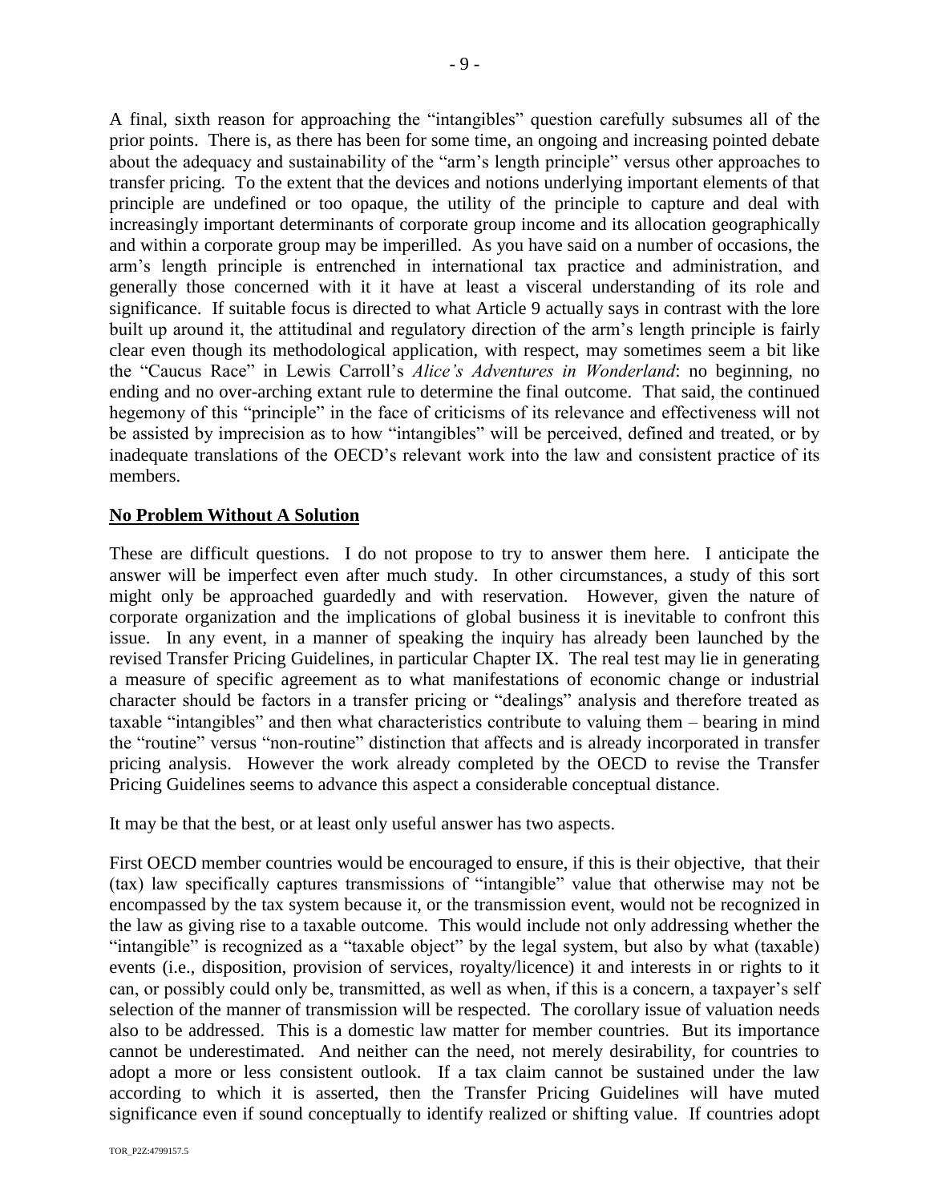A final, sixth reason for approaching the "intangibles" question carefully subsumes all of the prior points. There is, as there has been for some time, an ongoing and increasing pointed debate about the adequacy and sustainability of the "arm's length principle" versus other approaches to transfer pricing. To the extent that the devices and notions underlying important elements of that principle are undefined or too opaque, the utility of the principle to capture and deal with increasingly important determinants of corporate group income and its allocation geographically and within a corporate group may be imperilled. As you have said on a number of occasions, the arm's length principle is entrenched in international tax practice and administration, and generally those concerned with it it have at least a visceral understanding of its role and significance. If suitable focus is directed to what Article 9 actually says in contrast with the lore built up around it, the attitudinal and regulatory direction of the arm's length principle is fairly clear even though its methodological application, with respect, may sometimes seem a bit like the "Caucus Race" in Lewis Carroll's *Alice's Adventures in Wonderland*: no beginning, no ending and no over-arching extant rule to determine the final outcome. That said, the continued hegemony of this "principle" in the face of criticisms of its relevance and effectiveness will not be assisted by imprecision as to how "intangibles" will be perceived, defined and treated, or by inadequate translations of the OECD's relevant work into the law and consistent practice of its members.

## No Problem Without A Solution

These are difficult questions. I do not propose to try to answer them here. I anticipate the answer will be imperfect even after much study. In other circumstances, a study of this sort might only be approached guardedly and with reservation. However, given the nature of corporate organization and the implications of global business it is inevitable to confront this issue. In any event, in a manner of speaking the inquiry has already been launched by the revised Transfer Pricing Guidelines, in particular Chapter IX. The real test may lie in generating a measure of specific agreement as to what manifestations of economic change or industrial character should be factors in a transfer pricing or "dealings" analysis and therefore treated as taxable "intangibles" and then what characteristics contribute to valuing them – bearing in mind the "routine" versus "non-routine" distinction that affects and is already incorporated in transfer pricing analysis. However the work already completed by the OECD to revise the Transfer Pricing Guidelines seems to advance this aspect a considerable conceptual distance.

It may be that the best, or at least only useful answer has two aspects.

First OECD member countries would be encouraged to ensure, if this is their objective, that their (tax) law specifically captures transmissions of "intangible" value that otherwise may not be encompassed by the tax system because it, or the transmission event, would not be recognized in the law as giving rise to a taxable outcome. This would include not only addressing whether the "intangible" is recognized as a "taxable object" by the legal system, but also by what (taxable) events (i.e., disposition, provision of services, royalty/licence) it and interests in or rights to it can, or possibly could only be, transmitted, as well as when, if this is a concern, a taxpayer's self selection of the manner of transmission will be respected. The corollary issue of valuation needs also to be addressed. This is a domestic law matter for member countries. But its importance cannot be underestimated. And neither can the need, not merely desirability, for countries to adopt a more or less consistent outlook. If a tax claim cannot be sustained under the law according to which it is asserted, then the Transfer Pricing Guidelines will have muted significance even if sound conceptually to identify realized or shifting value. If countries adopt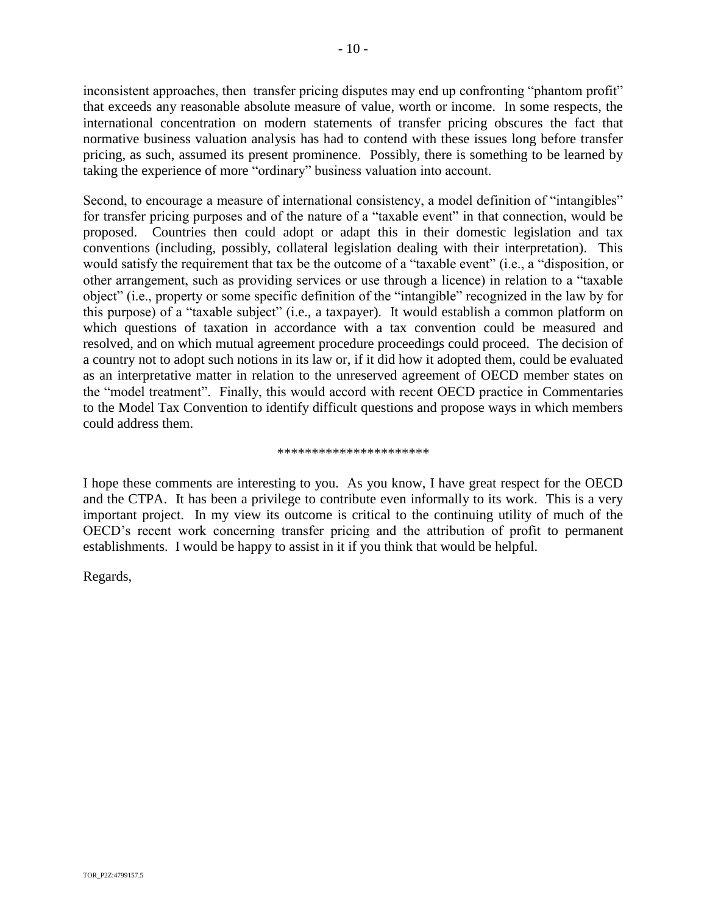inconsistent approaches, then transfer pricing disputes may end up confronting "phantom profit" that exceeds any reasonable absolute measure of value, worth or income. In some respects, the international concentration on modern statements of transfer pricing obscures the fact that normative business valuation analysis has had to contend with these issues long before transfer pricing, as such, assumed its present prominence. Possibly, there is something to be learned by taking the experience of more "ordinary" business valuation into account.

Second, to encourage a measure of international consistency, a model definition of "intangibles" for transfer pricing purposes and of the nature of a "taxable event" in that connection, would be proposed. Countries then could adopt or adapt this in their domestic legislation and tax conventions (including, possibly, collateral legislation dealing with their interpretation). This would satisfy the requirement that tax be the outcome of a "taxable event" (i.e., a "disposition, or other arrangement, such as providing services or use through a licence) in relation to a "taxable object" (i.e., property or some specific definition of the "intangible" recognized in the law by for this purpose) of a "taxable subject" (i.e., a taxpayer). It would establish a common platform on which questions of taxation in accordance with a tax convention could be measured and resolved, and on which mutual agreement procedure proceedings could proceed. The decision of a country not to adopt such notions in its law or, if it did how it adopted them, could be evaluated as an interpretative matter in relation to the unreserved agreement of OECD member states on the "model treatment". Finally, this would accord with recent OECD practice in Commentaries to the Model Tax Convention to identify difficult questions and propose ways in which members could address them.

*********************

I hope these comments are interesting to you. As you know, I have great respect for the OECD and the CTPA. It has been a privilege to contribute even informally to its work. This is a very important project. In my view its outcome is critical to the continuing utility of much of the OECD's recent work concerning transfer pricing and the attribution of profit to permanent establishments. I would be happy to assist in it if you think that would be helpful.

Regards,